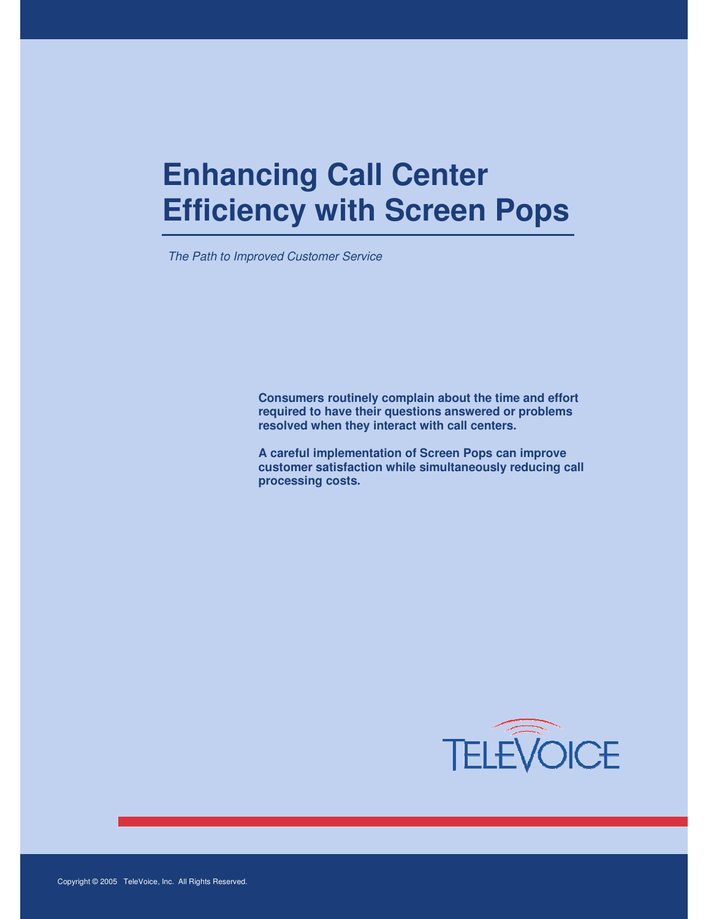# Enhancing Call Center Efficiency with Screen Pops

*The Path to Improved Customer Service*

**Consumers routinely complain about the time and effort required to have their questions answered or problems resolved when they interact with call centers.**

**A careful implementation of Screen Pops can improve customer satisfaction while simultaneously reducing call processing costs.**

TELEVOICE

Copyright © 2005 TeleVoice, Inc. All Rights Reserved.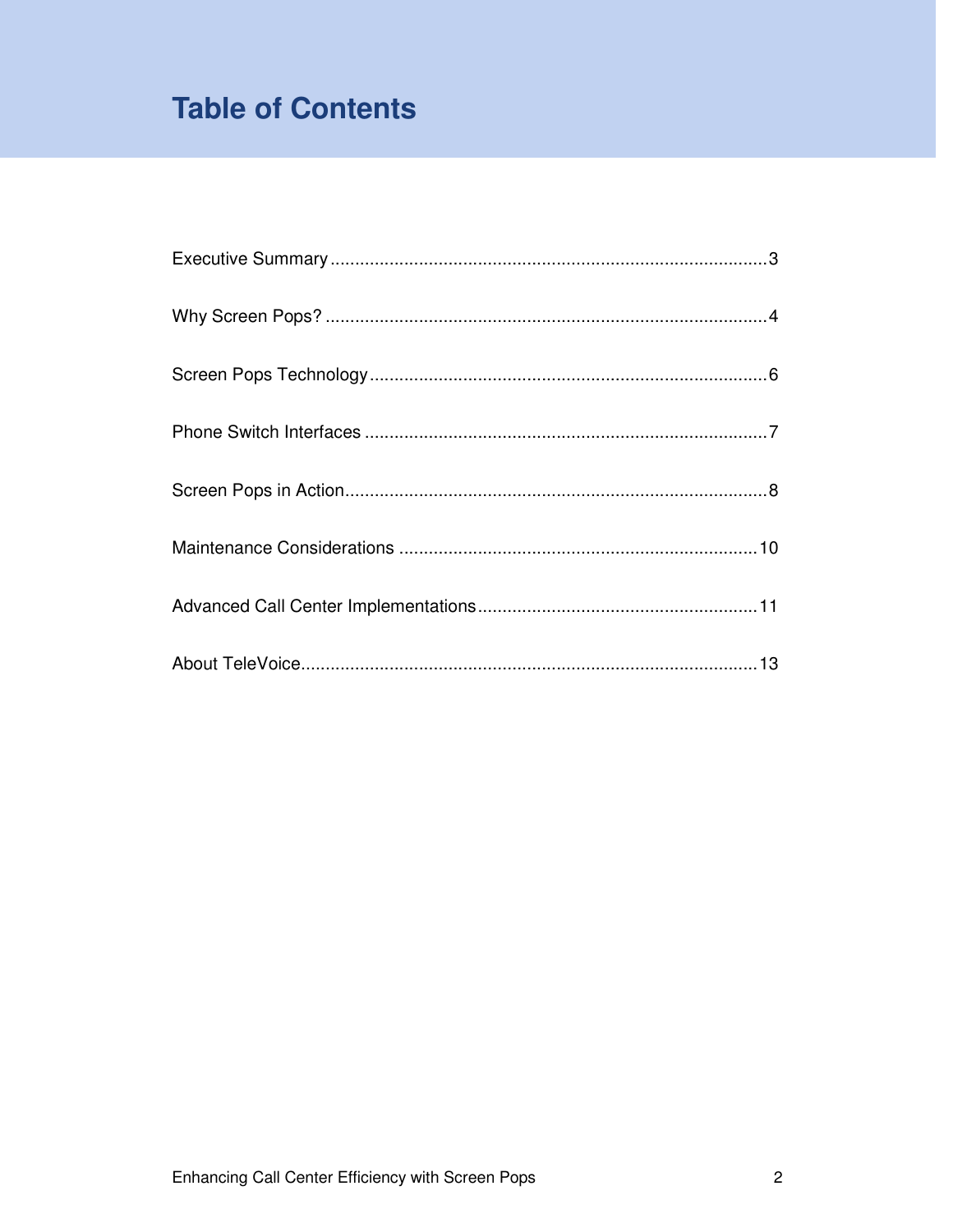# Table of Contents

Executive Summary........................................................................................3

Why Screen Pops? .........................................................................................4

Screen Pops Technology................................................................................6

Phone Switch Interfaces .................................................................................7

Screen Pops in Action.....................................................................................8

Maintenance Considerations ........................................................................10

Advanced Call Center Implementations........................................................11

About TeleVoice............................................................................................13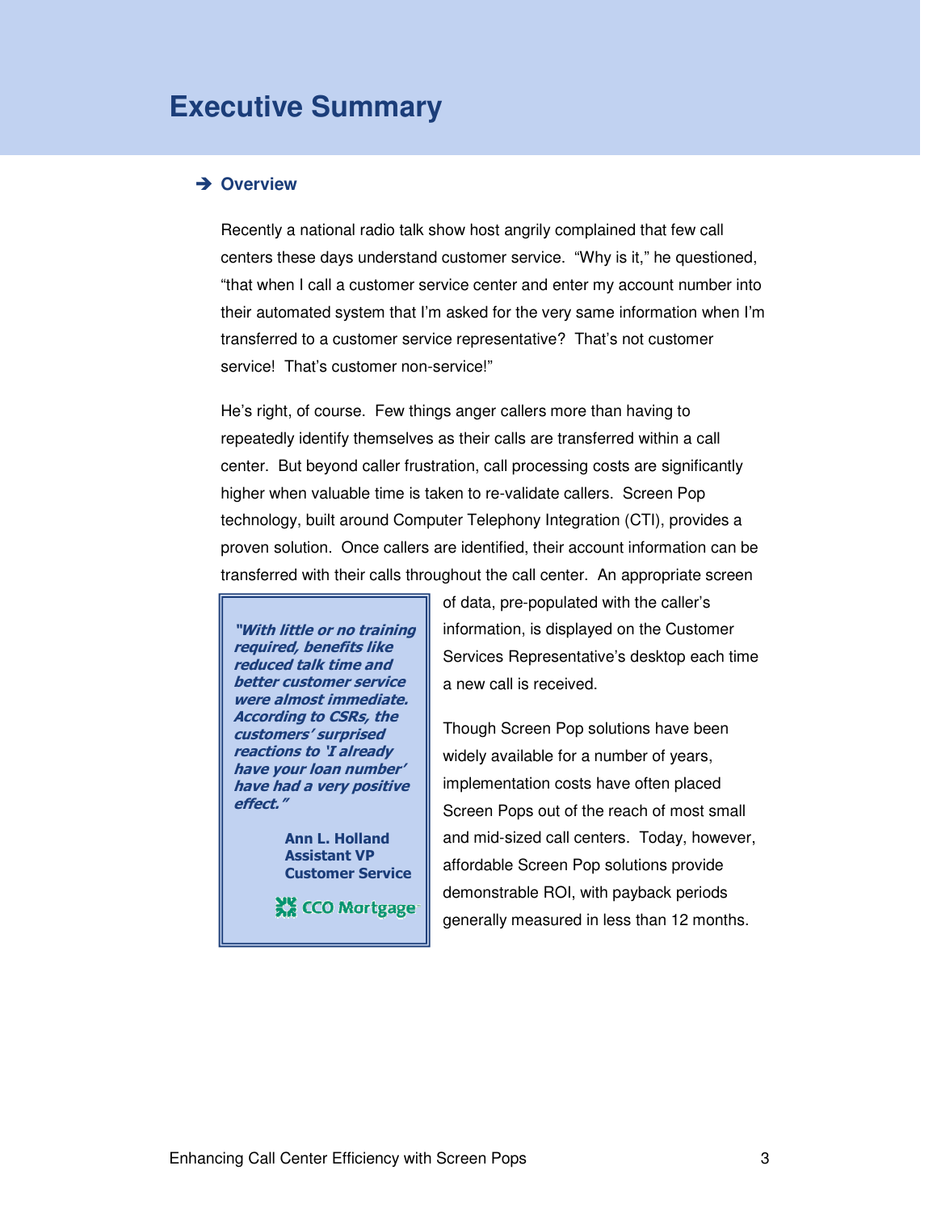# Executive Summary

## ➔ Overview

Recently a national radio talk show host angrily complained that few call centers these days understand customer service. "Why is it," he questioned, "that when I call a customer service center and enter my account number into their automated system that I'm asked for the very same information when I'm transferred to a customer service representative? That's not customer service! That's customer non-service!"

He's right, of course. Few things anger callers more than having to repeatedly identify themselves as their calls are transferred within a call center. But beyond caller frustration, call processing costs are significantly higher when valuable time is taken to re-validate callers. Screen Pop technology, built around Computer Telephony Integration (CTI), provides a proven solution. Once callers are identified, their account information can be transferred with their calls throughout the call center. An appropriate screen of data, pre-populated with the caller's information, is displayed on the Customer Services Representative's desktop each time a new call is received.

> ***"With little or no training required, benefits like reduced talk time and better customer service were almost immediate. According to CSRs, the customers' surprised reactions to 'I already have your loan number' have had a very positive effect."***
>
> **Ann L. Holland**
> **Assistant VP**
> **Customer Service**
>
> CCO Mortgage

Though Screen Pop solutions have been widely available for a number of years, implementation costs have often placed Screen Pops out of the reach of most small and mid-sized call centers. Today, however, affordable Screen Pop solutions provide demonstrable ROI, with payback periods generally measured in less than 12 months.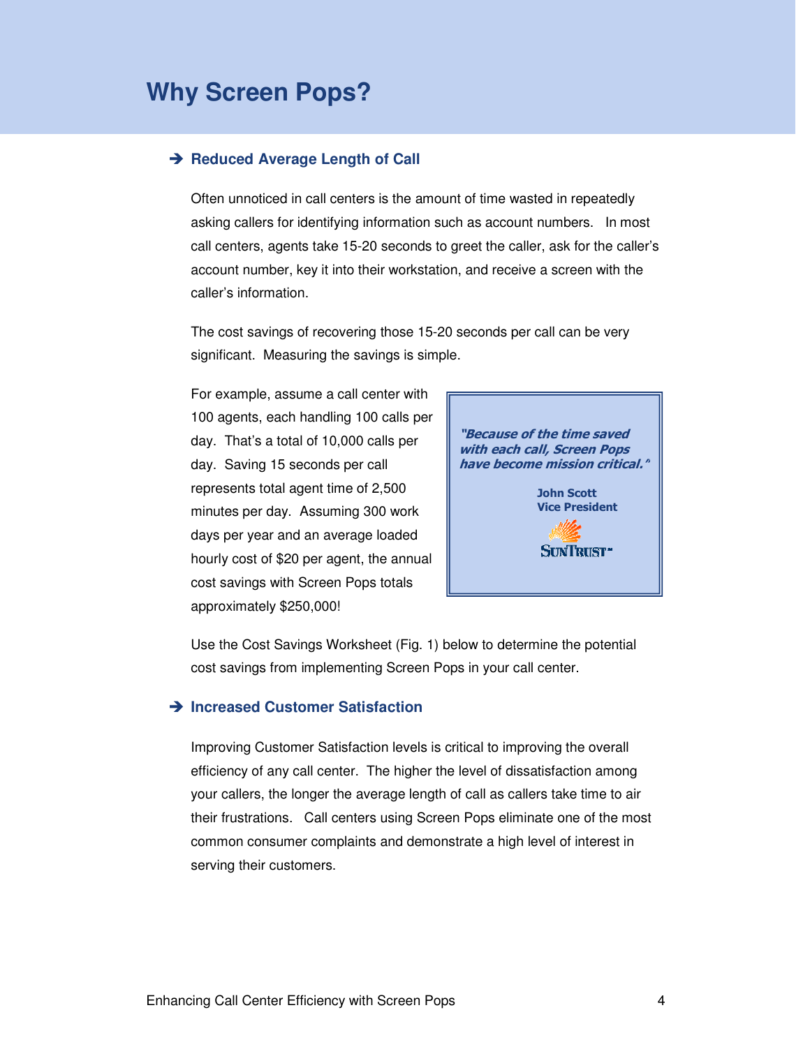# Why Screen Pops?

## ➔ Reduced Average Length of Call

Often unnoticed in call centers is the amount of time wasted in repeatedly asking callers for identifying information such as account numbers. In most call centers, agents take 15-20 seconds to greet the caller, ask for the caller's account number, key it into their workstation, and receive a screen with the caller's information.

The cost savings of recovering those 15-20 seconds per call can be very significant. Measuring the savings is simple.

For example, assume a call center with 100 agents, each handling 100 calls per day. That's a total of 10,000 calls per day. Saving 15 seconds per call represents total agent time of 2,500 minutes per day. Assuming 300 work days per year and an average loaded hourly cost of $20 per agent, the annual cost savings with Screen Pops totals approximately $250,000!

> ***"Because of the time saved with each call, Screen Pops have become mission critical."***
>
> **John Scott**
> **Vice President**
> SunTrust

Use the Cost Savings Worksheet (Fig. 1) below to determine the potential cost savings from implementing Screen Pops in your call center.

## ➔ Increased Customer Satisfaction

Improving Customer Satisfaction levels is critical to improving the overall efficiency of any call center. The higher the level of dissatisfaction among your callers, the longer the average length of call as callers take time to air their frustrations. Call centers using Screen Pops eliminate one of the most common consumer complaints and demonstrate a high level of interest in serving their customers.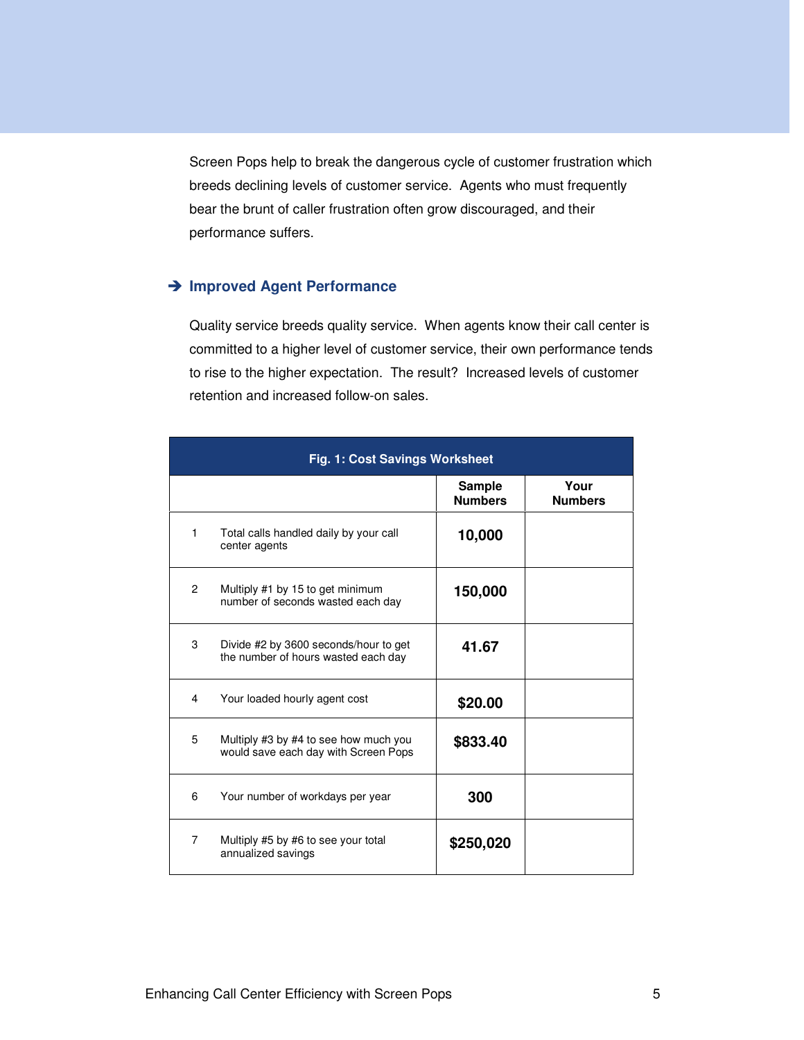Screen Pops help to break the dangerous cycle of customer frustration which breeds declining levels of customer service. Agents who must frequently bear the brunt of caller frustration often grow discouraged, and their performance suffers.

### ➔ Improved Agent Performance

Quality service breeds quality service. When agents know their call center is committed to a higher level of customer service, their own performance tends to rise to the higher expectation. The result? Increased levels of customer retention and increased follow-on sales.

**Fig. 1: Cost Savings Worksheet**

| | | Sample Numbers | Your Numbers |
|---|---|---|---|
| 1 | Total calls handled daily by your call center agents | **10,000** | |
| 2 | Multiply #1 by 15 to get minimum number of seconds wasted each day | **150,000** | |
| 3 | Divide #2 by 3600 seconds/hour to get the number of hours wasted each day | **41.67** | |
| 4 | Your loaded hourly agent cost | **$20.00** | |
| 5 | Multiply #3 by #4 to see how much you would save each day with Screen Pops | **$833.40** | |
| 6 | Your number of workdays per year | **300** | |
| 7 | Multiply #5 by #6 to see your total annualized savings | **$250,020** | |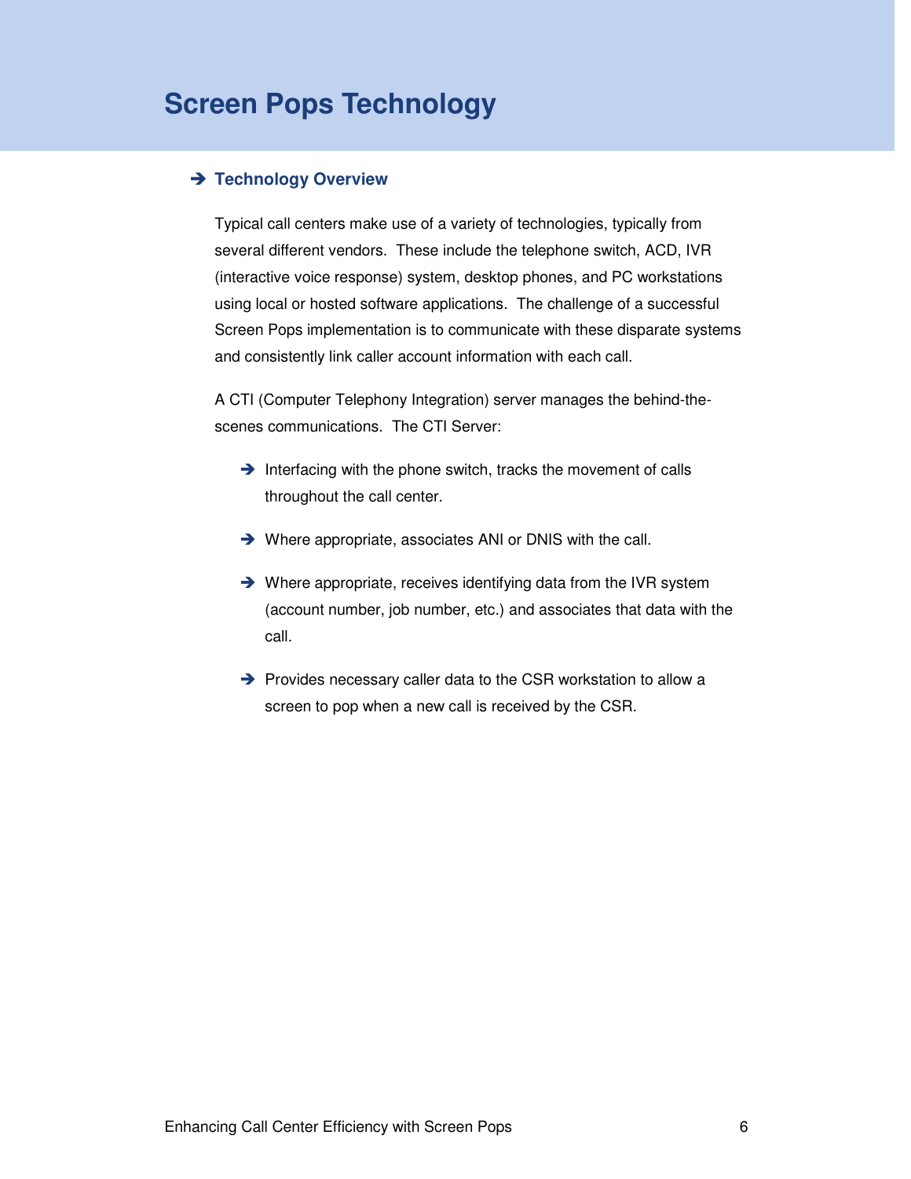# Screen Pops Technology

## Technology Overview

Typical call centers make use of a variety of technologies, typically from several different vendors. These include the telephone switch, ACD, IVR (interactive voice response) system, desktop phones, and PC workstations using local or hosted software applications. The challenge of a successful Screen Pops implementation is to communicate with these disparate systems and consistently link caller account information with each call.

A CTI (Computer Telephony Integration) server manages the behind-the-scenes communications. The CTI Server:

- Interfacing with the phone switch, tracks the movement of calls throughout the call center.
- Where appropriate, associates ANI or DNIS with the call.
- Where appropriate, receives identifying data from the IVR system (account number, job number, etc.) and associates that data with the call.
- Provides necessary caller data to the CSR workstation to allow a screen to pop when a new call is received by the CSR.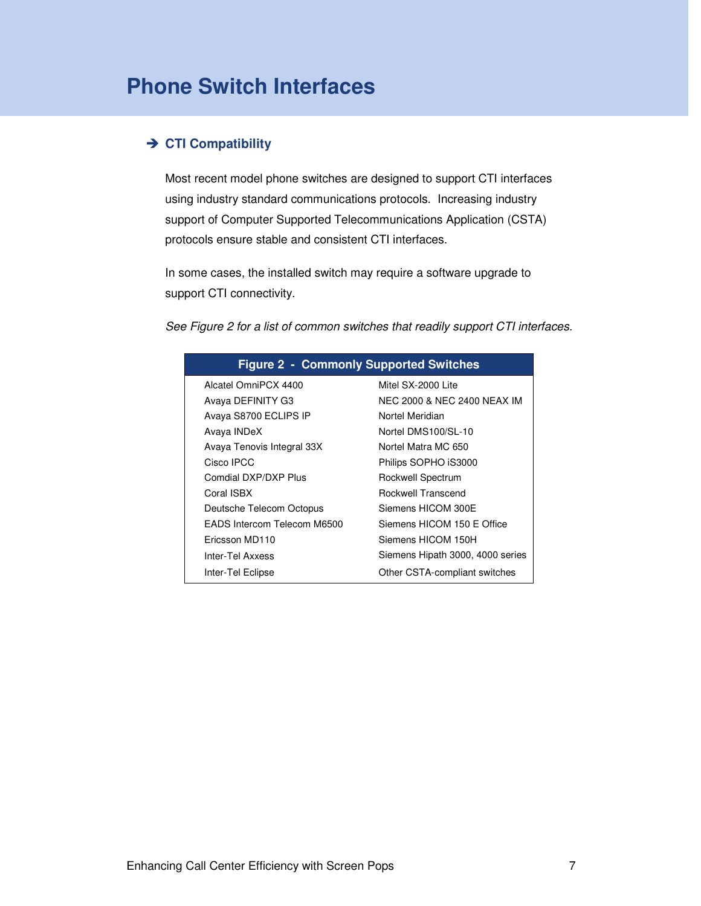# Phone Switch Interfaces

## ➔ CTI Compatibility

Most recent model phone switches are designed to support CTI interfaces using industry standard communications protocols. Increasing industry support of Computer Supported Telecommunications Application (CSTA) protocols ensure stable and consistent CTI interfaces.

In some cases, the installed switch may require a software upgrade to support CTI connectivity.

*See Figure 2 for a list of common switches that readily support CTI interfaces.*

| Figure 2 - Commonly Supported Switches | |
|---|---|
| Alcatel OmniPCX 4400 | Mitel SX-2000 Lite |
| Avaya DEFINITY G3 | NEC 2000 & NEC 2400 NEAX IM |
| Avaya S8700 ECLIPS IP | Nortel Meridian |
| Avaya INDeX | Nortel DMS100/SL-10 |
| Avaya Tenovis Integral 33X | Nortel Matra MC 650 |
| Cisco IPCC | Philips SOPHO iS3000 |
| Comdial DXP/DXP Plus | Rockwell Spectrum |
| Coral ISBX | Rockwell Transcend |
| Deutsche Telecom Octopus | Siemens HICOM 300E |
| EADS Intercom Telecom M6500 | Siemens HICOM 150 E Office |
| Ericsson MD110 | Siemens HICOM 150H |
| Inter-Tel Axxess | Siemens Hipath 3000, 4000 series |
| Inter-Tel Eclipse | Other CSTA-compliant switches |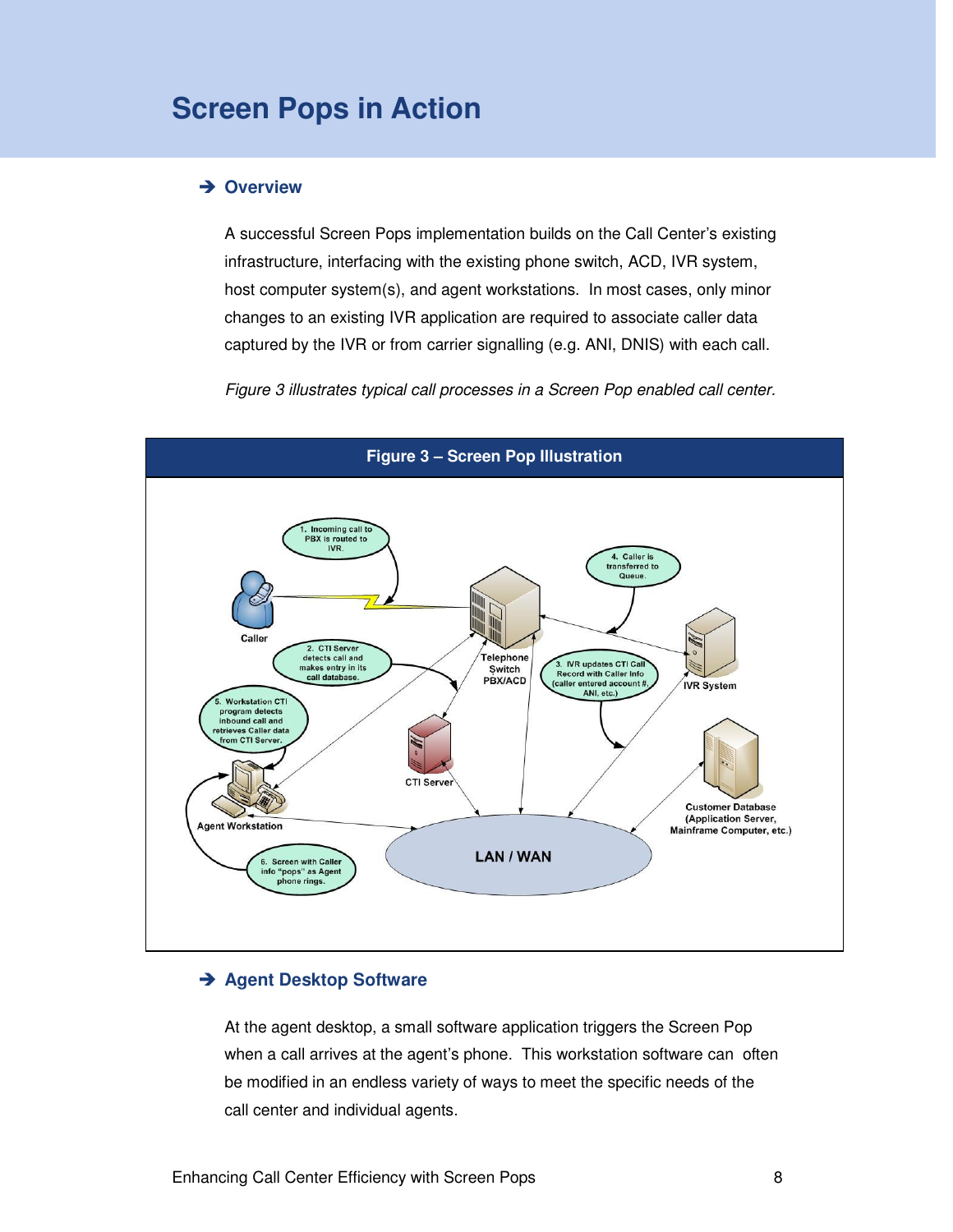# Screen Pops in Action

## ➔ Overview

A successful Screen Pops implementation builds on the Call Center's existing infrastructure, interfacing with the existing phone switch, ACD, IVR system, host computer system(s), and agent workstations. In most cases, only minor changes to an existing IVR application are required to associate caller data captured by the IVR or from carrier signalling (e.g. ANI, DNIS) with each call.

*Figure 3 illustrates typical call processes in a Screen Pop enabled call center.*

**Figure 3 – Screen Pop Illustration**

## ➔ Agent Desktop Software

At the agent desktop, a small software application triggers the Screen Pop when a call arrives at the agent's phone. This workstation software can often be modified in an endless variety of ways to meet the specific needs of the call center and individual agents.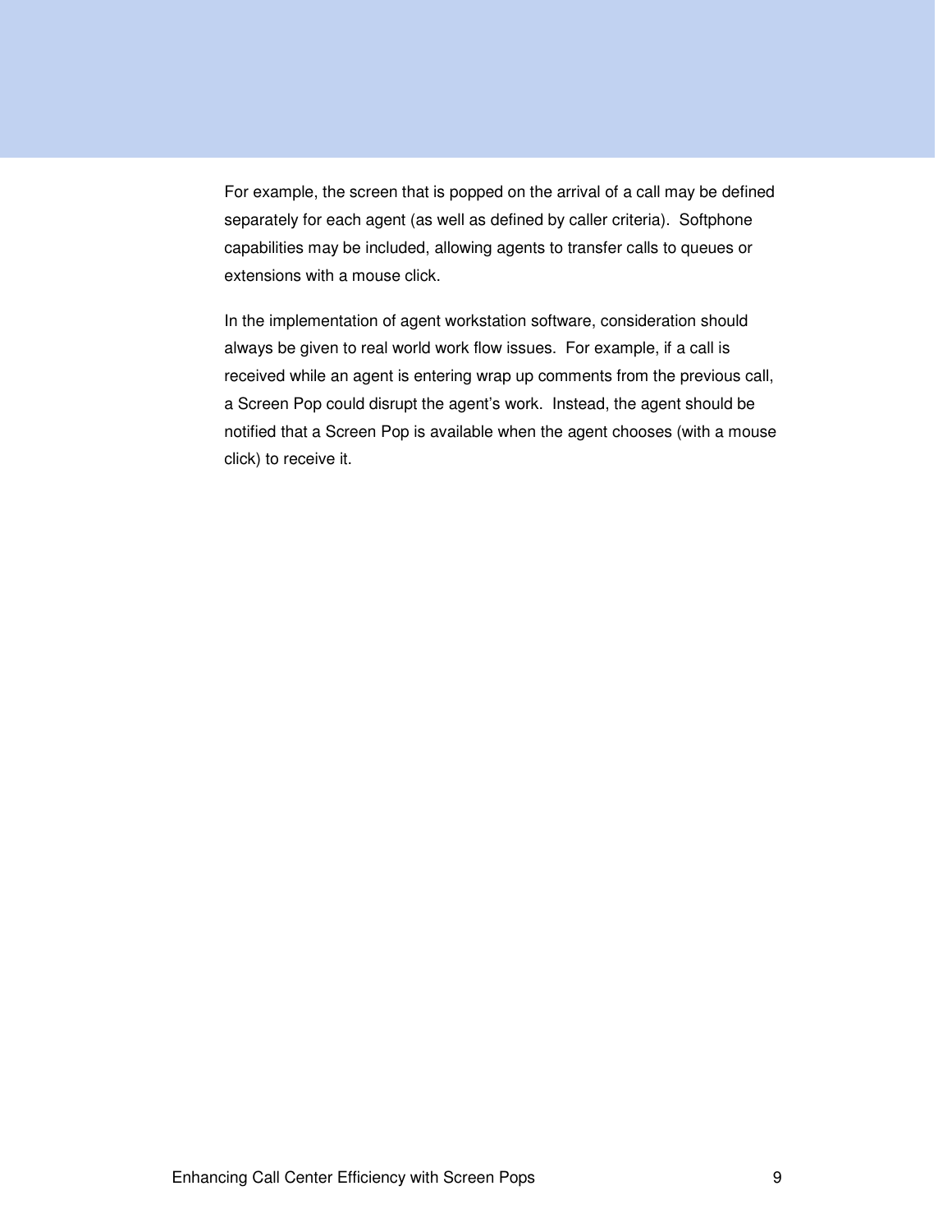For example, the screen that is popped on the arrival of a call may be defined separately for each agent (as well as defined by caller criteria). Softphone capabilities may be included, allowing agents to transfer calls to queues or extensions with a mouse click.

In the implementation of agent workstation software, consideration should always be given to real world work flow issues. For example, if a call is received while an agent is entering wrap up comments from the previous call, a Screen Pop could disrupt the agent's work. Instead, the agent should be notified that a Screen Pop is available when the agent chooses (with a mouse click) to receive it.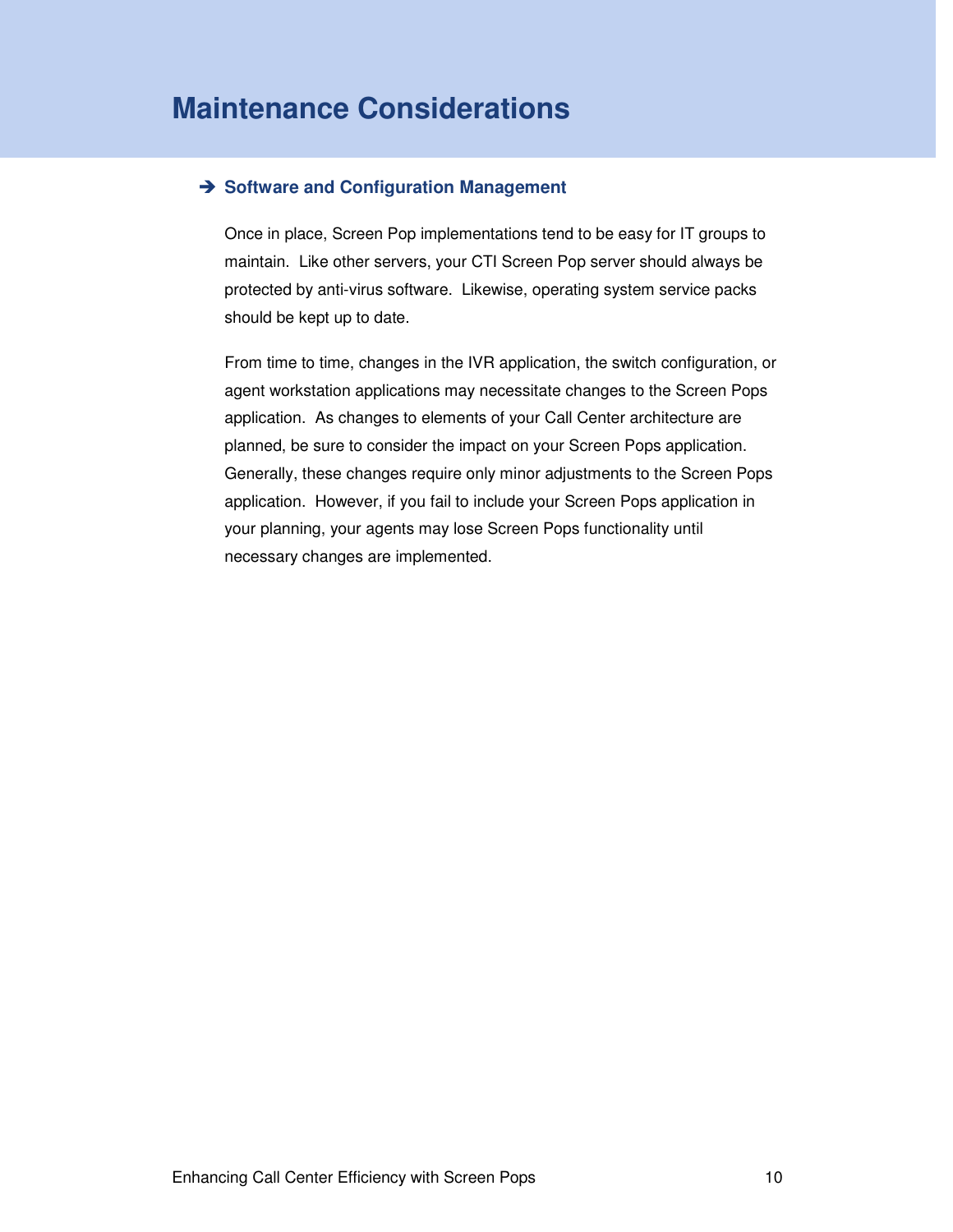# Maintenance Considerations

## ➔ Software and Configuration Management

Once in place, Screen Pop implementations tend to be easy for IT groups to maintain. Like other servers, your CTI Screen Pop server should always be protected by anti-virus software. Likewise, operating system service packs should be kept up to date.

From time to time, changes in the IVR application, the switch configuration, or agent workstation applications may necessitate changes to the Screen Pops application. As changes to elements of your Call Center architecture are planned, be sure to consider the impact on your Screen Pops application. Generally, these changes require only minor adjustments to the Screen Pops application. However, if you fail to include your Screen Pops application in your planning, your agents may lose Screen Pops functionality until necessary changes are implemented.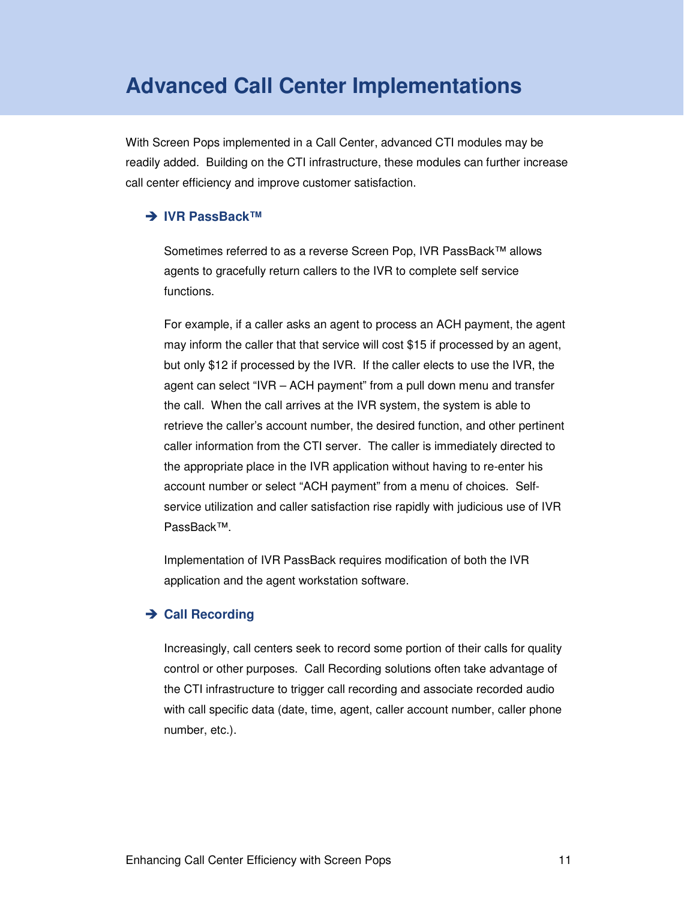# Advanced Call Center Implementations

With Screen Pops implemented in a Call Center, advanced CTI modules may be readily added. Building on the CTI infrastructure, these modules can further increase call center efficiency and improve customer satisfaction.

### ➔ IVR PassBack™

Sometimes referred to as a reverse Screen Pop, IVR PassBack™ allows agents to gracefully return callers to the IVR to complete self service functions.

For example, if a caller asks an agent to process an ACH payment, the agent may inform the caller that that service will cost $15 if processed by an agent, but only $12 if processed by the IVR. If the caller elects to use the IVR, the agent can select "IVR – ACH payment" from a pull down menu and transfer the call. When the call arrives at the IVR system, the system is able to retrieve the caller's account number, the desired function, and other pertinent caller information from the CTI server. The caller is immediately directed to the appropriate place in the IVR application without having to re-enter his account number or select "ACH payment" from a menu of choices. Self-service utilization and caller satisfaction rise rapidly with judicious use of IVR PassBack™.

Implementation of IVR PassBack requires modification of both the IVR application and the agent workstation software.

### ➔ Call Recording

Increasingly, call centers seek to record some portion of their calls for quality control or other purposes. Call Recording solutions often take advantage of the CTI infrastructure to trigger call recording and associate recorded audio with call specific data (date, time, agent, caller account number, caller phone number, etc.).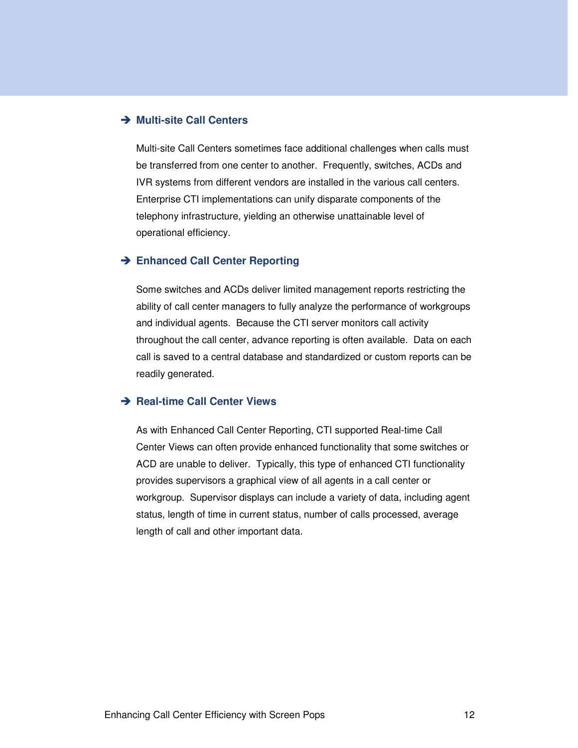### ➔ Multi-site Call Centers

Multi-site Call Centers sometimes face additional challenges when calls must be transferred from one center to another. Frequently, switches, ACDs and IVR systems from different vendors are installed in the various call centers. Enterprise CTI implementations can unify disparate components of the telephony infrastructure, yielding an otherwise unattainable level of operational efficiency.

### ➔ Enhanced Call Center Reporting

Some switches and ACDs deliver limited management reports restricting the ability of call center managers to fully analyze the performance of workgroups and individual agents. Because the CTI server monitors call activity throughout the call center, advance reporting is often available. Data on each call is saved to a central database and standardized or custom reports can be readily generated.

### ➔ Real-time Call Center Views

As with Enhanced Call Center Reporting, CTI supported Real-time Call Center Views can often provide enhanced functionality that some switches or ACD are unable to deliver. Typically, this type of enhanced CTI functionality provides supervisors a graphical view of all agents in a call center or workgroup. Supervisor displays can include a variety of data, including agent status, length of time in current status, number of calls processed, average length of call and other important data.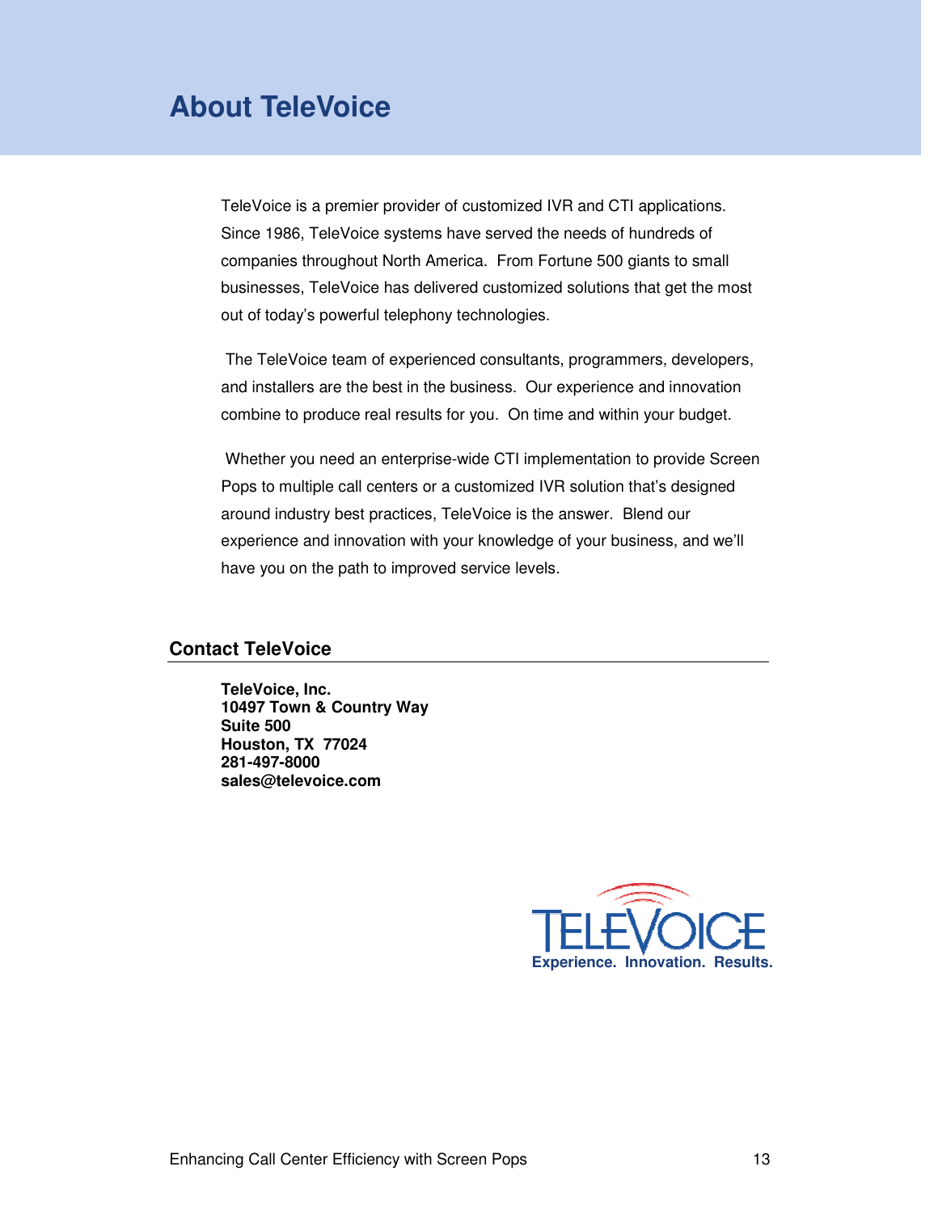# About TeleVoice

TeleVoice is a premier provider of customized IVR and CTI applications. Since 1986, TeleVoice systems have served the needs of hundreds of companies throughout North America. From Fortune 500 giants to small businesses, TeleVoice has delivered customized solutions that get the most out of today's powerful telephony technologies.

The TeleVoice team of experienced consultants, programmers, developers, and installers are the best in the business. Our experience and innovation combine to produce real results for you. On time and within your budget.

Whether you need an enterprise-wide CTI implementation to provide Screen Pops to multiple call centers or a customized IVR solution that's designed around industry best practices, TeleVoice is the answer. Blend our experience and innovation with your knowledge of your business, and we'll have you on the path to improved service levels.

## Contact TeleVoice

**TeleVoice, Inc.**
**10497 Town & Country Way**
**Suite 500**
**Houston, TX 77024**
**281-497-8000**
**sales@televoice.com**

TELEVOICE
Experience. Innovation. Results.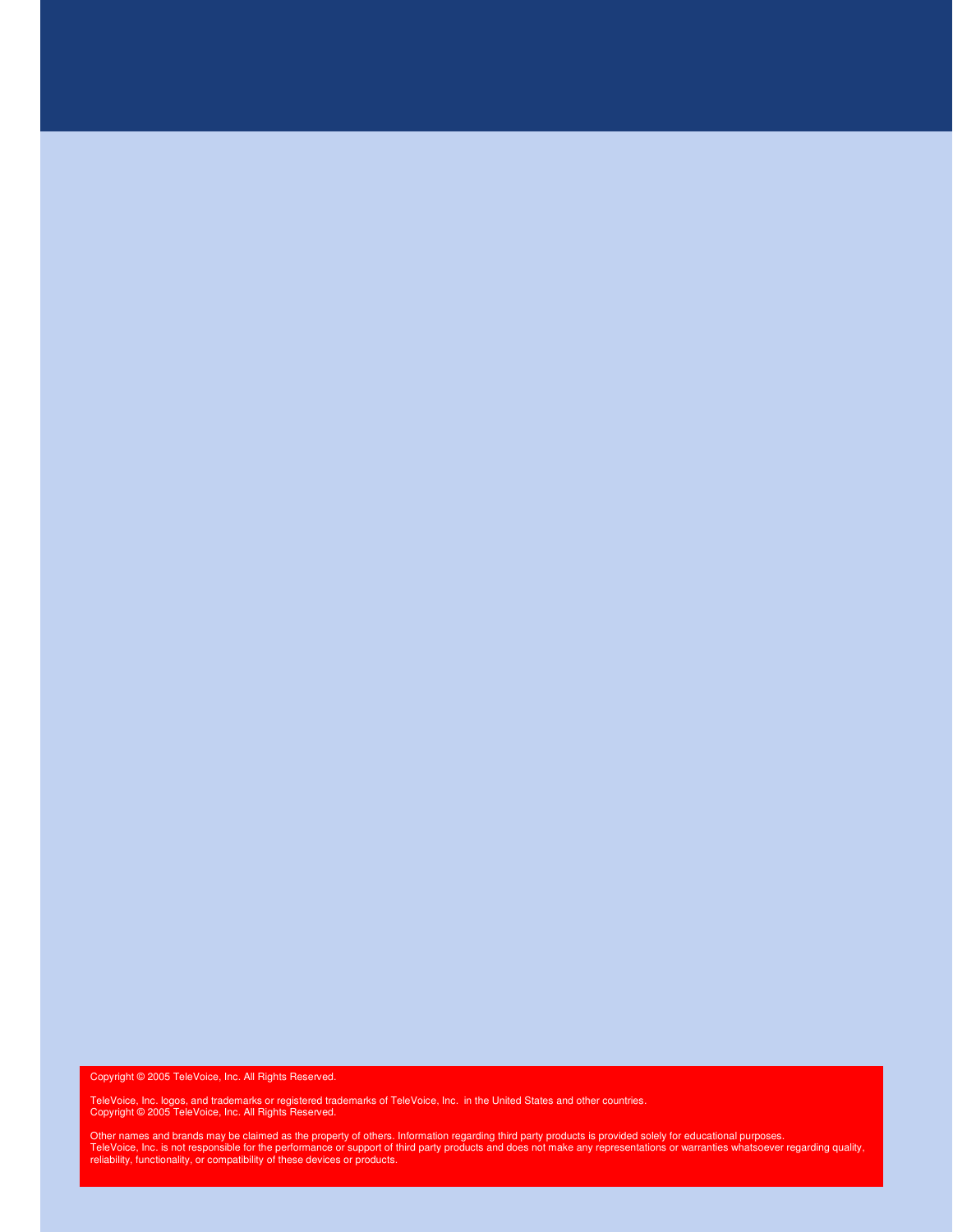Copyright © 2005 TeleVoice, Inc. All Rights Reserved.

TeleVoice, Inc. logos, and trademarks or registered trademarks of TeleVoice, Inc.  in the United States and other countries.
Copyright © 2005 TeleVoice, Inc. All Rights Reserved.

Other names and brands may be claimed as the property of others. Information regarding third party products is provided solely for educational purposes.
TeleVoice, Inc. is not responsible for the performance or support of third party products and does not make any representations or warranties whatsoever regarding quality, reliability, functionality, or compatibility of these devices or products.